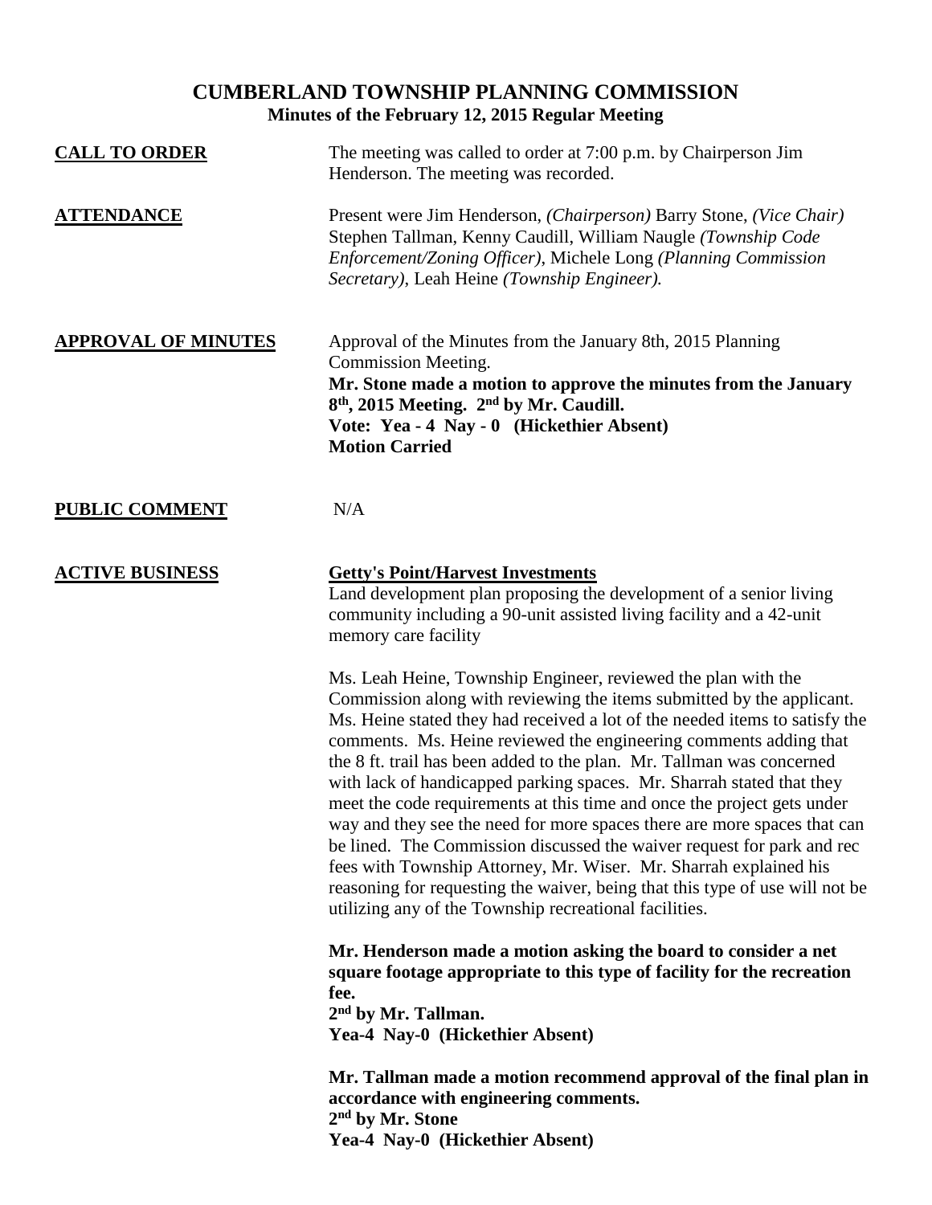# CUMBERLAND TOWNSHIP PLANNING COMMISSION

## Minutes of the February 12, 2015 Regular Meeting

**CALL TO ORDER**

The meeting was called to order at 7:00 p.m. by Chairperson Jim Henderson. The meeting was recorded.

**ATTENDANCE**

Present were Jim Henderson, *(Chairperson)* Barry Stone, *(Vice Chair)* Stephen Tallman, Kenny Caudill, William Naugle *(Township Code Enforcement/Zoning Officer)*, Michele Long *(Planning Commission Secretary)*, Leah Heine *(Township Engineer).*

**APPROVAL OF MINUTES**

Approval of the Minutes from the January 8th, 2015 Planning Commission Meeting.

**Mr. Stone made a motion to approve the minutes from the January 8th, 2015 Meeting. 2nd by Mr. Caudill.**
**Vote: Yea - 4 Nay - 0 (Hickethier Absent)**
**Motion Carried**

**PUBLIC COMMENT**

N/A

**ACTIVE BUSINESS**

**Getty's Point/Harvest Investments**

Land development plan proposing the development of a senior living community including a 90-unit assisted living facility and a 42-unit memory care facility

Ms. Leah Heine, Township Engineer, reviewed the plan with the Commission along with reviewing the items submitted by the applicant. Ms. Heine stated they had received a lot of the needed items to satisfy the comments. Ms. Heine reviewed the engineering comments adding that the 8 ft. trail has been added to the plan. Mr. Tallman was concerned with lack of handicapped parking spaces. Mr. Sharrah stated that they meet the code requirements at this time and once the project gets under way and they see the need for more spaces there are more spaces that can be lined. The Commission discussed the waiver request for park and rec fees with Township Attorney, Mr. Wiser. Mr. Sharrah explained his reasoning for requesting the waiver, being that this type of use will not be utilizing any of the Township recreational facilities.

**Mr. Henderson made a motion asking the board to consider a net square footage appropriate to this type of facility for the recreation fee.**
**2nd by Mr. Tallman.**
**Yea-4 Nay-0 (Hickethier Absent)**

**Mr. Tallman made a motion recommend approval of the final plan in accordance with engineering comments.**
**2nd by Mr. Stone**
**Yea-4 Nay-0 (Hickethier Absent)**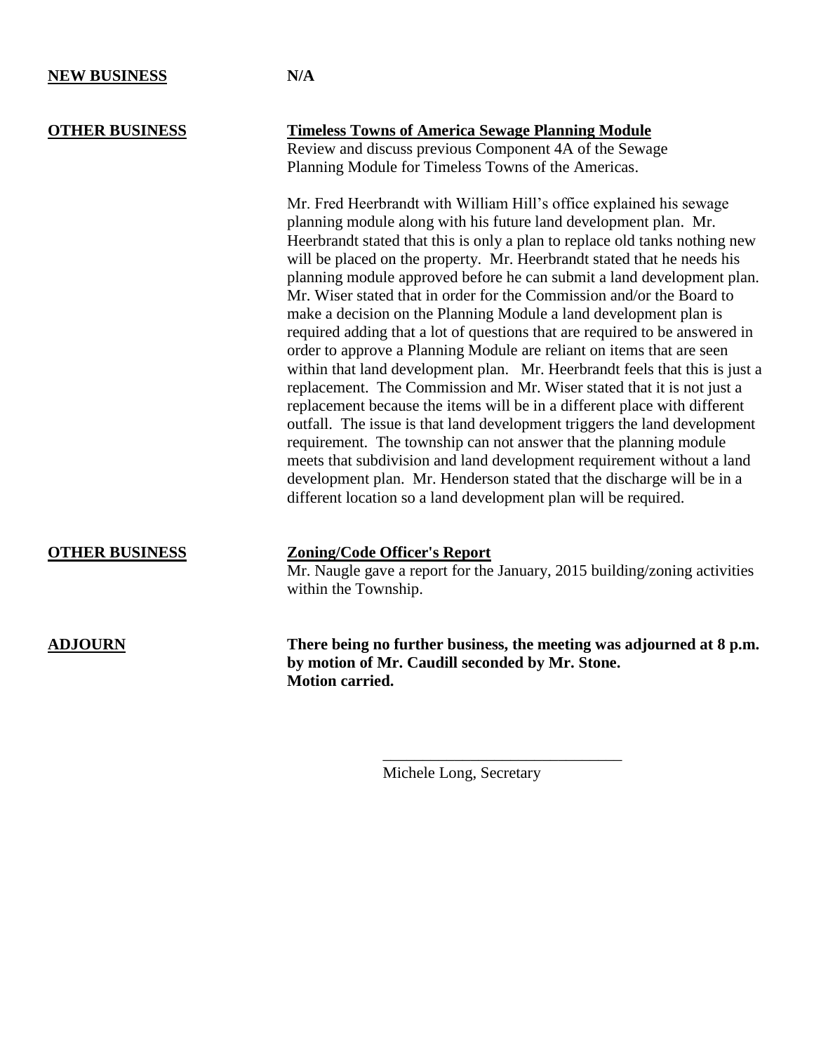**NEW BUSINESS** **N/A**

**OTHER BUSINESS** **Timeless Towns of America Sewage Planning Module**

Review and discuss previous Component 4A of the Sewage Planning Module for Timeless Towns of the Americas.

Mr. Fred Heerbrandt with William Hill's office explained his sewage planning module along with his future land development plan. Mr. Heerbrandt stated that this is only a plan to replace old tanks nothing new will be placed on the property. Mr. Heerbrandt stated that he needs his planning module approved before he can submit a land development plan. Mr. Wiser stated that in order for the Commission and/or the Board to make a decision on the Planning Module a land development plan is required adding that a lot of questions that are required to be answered in order to approve a Planning Module are reliant on items that are seen within that land development plan. Mr. Heerbrandt feels that this is just a replacement. The Commission and Mr. Wiser stated that it is not just a replacement because the items will be in a different place with different outfall. The issue is that land development triggers the land development requirement. The township can not answer that the planning module meets that subdivision and land development requirement without a land development plan. Mr. Henderson stated that the discharge will be in a different location so a land development plan will be required.

**OTHER BUSINESS** **Zoning/Code Officer's Report**

Mr. Naugle gave a report for the January, 2015 building/zoning activities within the Township.

**ADJOURN** **There being no further business, the meeting was adjourned at 8 p.m. by motion of Mr. Caudill seconded by Mr. Stone. Motion carried.**

______________________________

Michele Long, Secretary